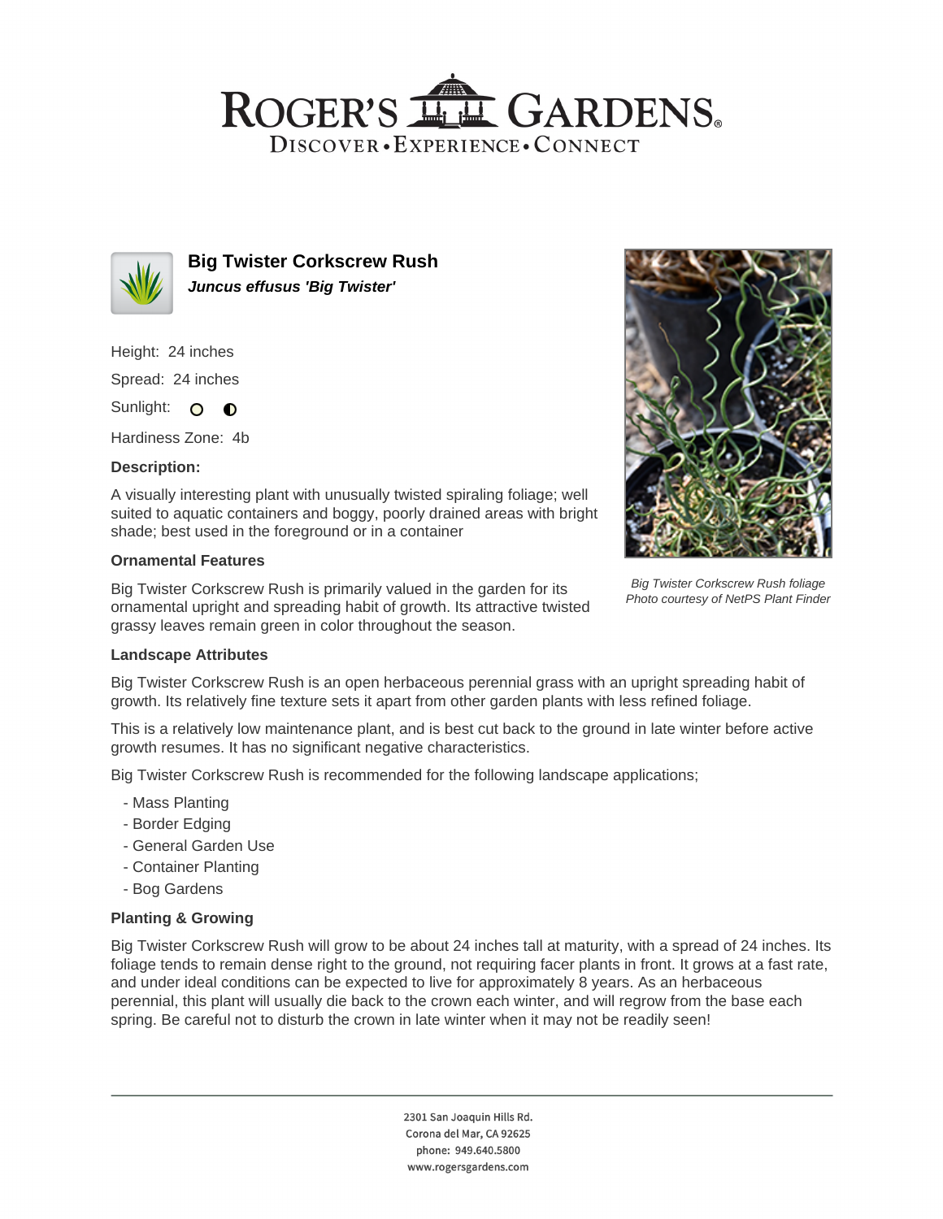# ROGER'S GARDENS

DISCOVER • EXPERIENCE • CONNECT

## Big Twister Corkscrew Rush

***Juncus effusus 'Big Twister'***

Height: 24 inches

Spread: 24 inches

Sunlight:

Hardiness Zone: 4b

**Description:**

A visually interesting plant with unusually twisted spiraling foliage; well suited to aquatic containers and boggy, poorly drained areas with bright shade; best used in the foreground or in a container

*Big Twister Corkscrew Rush foliage*
*Photo courtesy of NetPS Plant Finder*

### Ornamental Features

Big Twister Corkscrew Rush is primarily valued in the garden for its ornamental upright and spreading habit of growth. Its attractive twisted grassy leaves remain green in color throughout the season.

### Landscape Attributes

Big Twister Corkscrew Rush is an open herbaceous perennial grass with an upright spreading habit of growth. Its relatively fine texture sets it apart from other garden plants with less refined foliage.

This is a relatively low maintenance plant, and is best cut back to the ground in late winter before active growth resumes. It has no significant negative characteristics.

Big Twister Corkscrew Rush is recommended for the following landscape applications;

- Mass Planting
- Border Edging
- General Garden Use
- Container Planting
- Bog Gardens

### Planting & Growing

Big Twister Corkscrew Rush will grow to be about 24 inches tall at maturity, with a spread of 24 inches. Its foliage tends to remain dense right to the ground, not requiring facer plants in front. It grows at a fast rate, and under ideal conditions can be expected to live for approximately 8 years. As an herbaceous perennial, this plant will usually die back to the crown each winter, and will regrow from the base each spring. Be careful not to disturb the crown in late winter when it may not be readily seen!

---

2301 San Joaquin Hills Rd.
Corona del Mar, CA 92625
phone: 949.640.5800
www.rogersgardens.com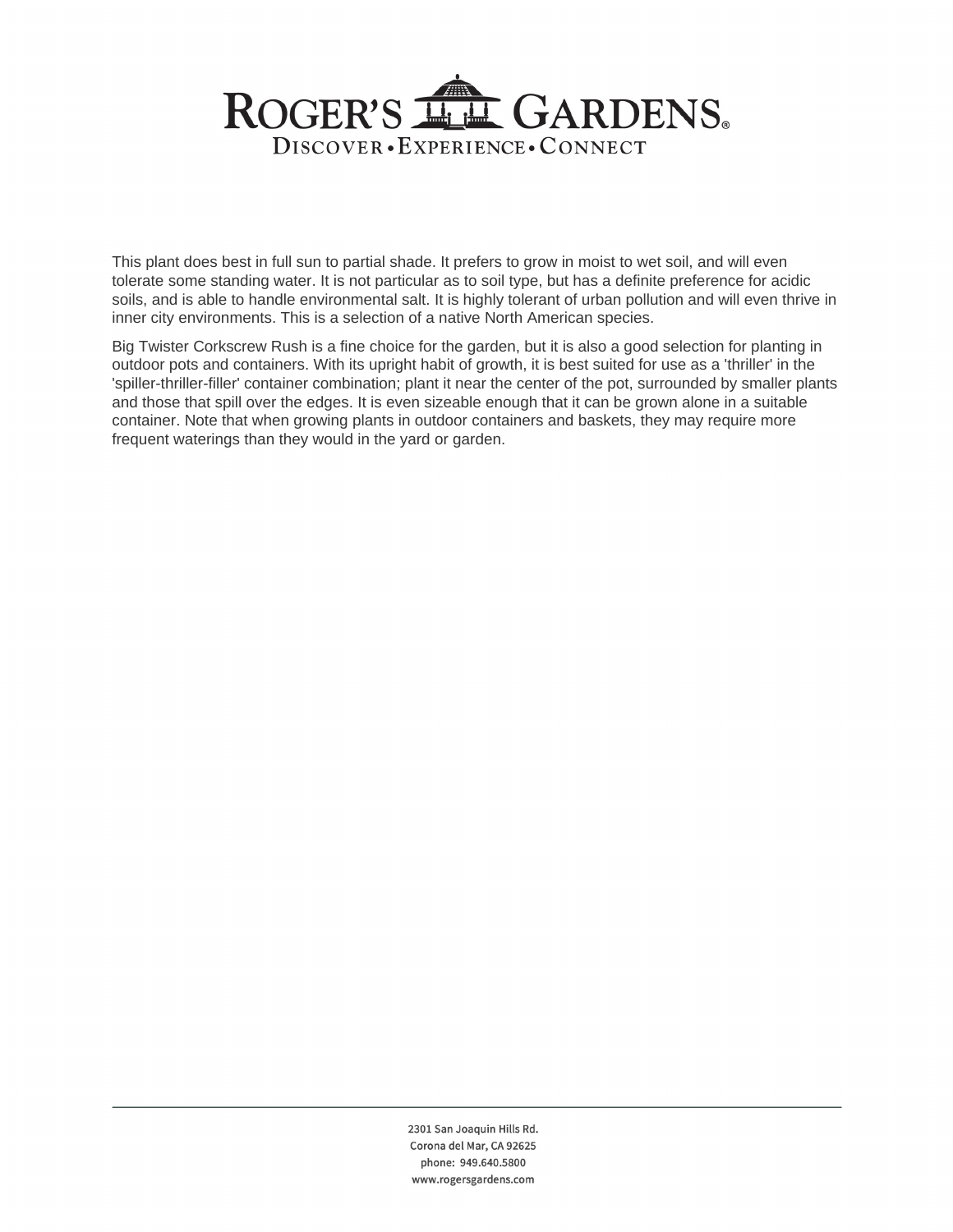This plant does best in full sun to partial shade. It prefers to grow in moist to wet soil, and will even tolerate some standing water. It is not particular as to soil type, but has a definite preference for acidic soils, and is able to handle environmental salt. It is highly tolerant of urban pollution and will even thrive in inner city environments. This is a selection of a native North American species.

Big Twister Corkscrew Rush is a fine choice for the garden, but it is also a good selection for planting in outdoor pots and containers. With its upright habit of growth, it is best suited for use as a 'thriller' in the 'spiller-thriller-filler' container combination; plant it near the center of the pot, surrounded by smaller plants and those that spill over the edges. It is even sizeable enough that it can be grown alone in a suitable container. Note that when growing plants in outdoor containers and baskets, they may require more frequent waterings than they would in the yard or garden.